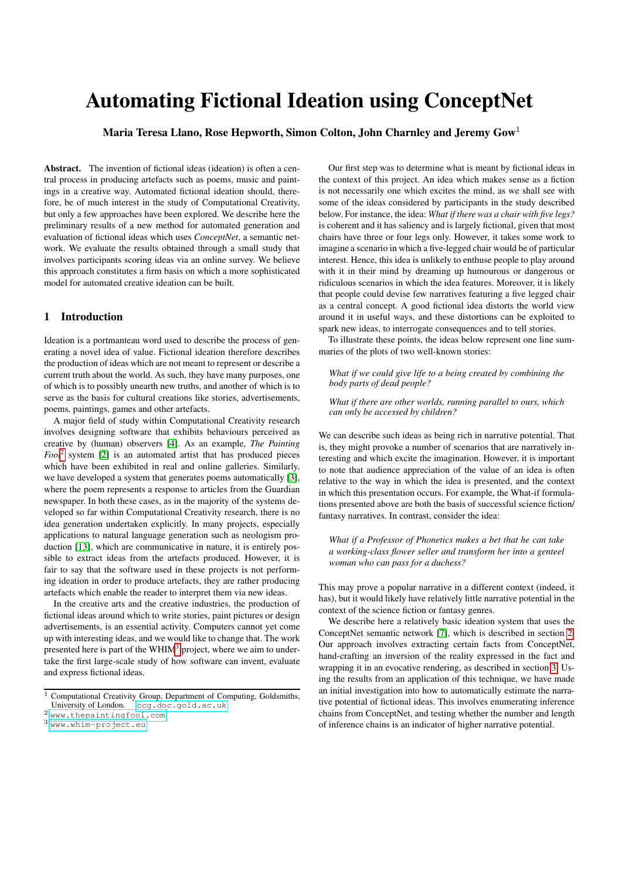# Automating Fictional Ideation using ConceptNet

**Maria Teresa Llano, Rose Hepworth, Simon Colton, John Charnley and Jeremy Gow**[1]

**Abstract.** The invention of fictional ideas (ideation) is often a central process in producing artefacts such as poems, music and paintings in a creative way. Automated fictional ideation should, therefore, be of much interest in the study of Computational Creativity, but only a few approaches have been explored. We describe here the preliminary results of a new method for automated generation and evaluation of fictional ideas which uses *ConceptNet*, a semantic network. We evaluate the results obtained through a small study that involves participants scoring ideas via an online survey. We believe this approach constitutes a firm basis on which a more sophisticated model for automated creative ideation can be built.

## 1 Introduction

Ideation is a portmanteau word used to describe the process of generating a novel idea of value. Fictional ideation therefore describes the production of ideas which are not meant to represent or describe a current truth about the world. As such, they have many purposes, one of which is to possibly unearth new truths, and another of which is to serve as the basis for cultural creations like stories, advertisements, poems, paintings, games and other artefacts.

A major field of study within Computational Creativity research involves designing software that exhibits behaviours perceived as creative by (human) observers [4]. As an example, *The Painting Fool*[2] system [2] is an automated artist that has produced pieces which have been exhibited in real and online galleries. Similarly, we have developed a system that generates poems automatically [3], where the poem represents a response to articles from the Guardian newspaper. In both these cases, as in the majority of the systems developed so far within Computational Creativity research, there is no idea generation undertaken explicitly. In many projects, especially applications to natural language generation such as neologism production [13], which are communicative in nature, it is entirely possible to extract ideas from the artefacts produced. However, it is fair to say that the software used in these projects is not performing ideation in order to produce artefacts, they are rather producing artefacts which enable the reader to interpret them via new ideas.

In the creative arts and the creative industries, the production of fictional ideas around which to write stories, paint pictures or design advertisements, is an essential activity. Computers cannot yet come up with interesting ideas, and we would like to change that. The work presented here is part of the WHIM[3] project, where we aim to undertake the first large-scale study of how software can invent, evaluate and express fictional ideas.

Our first step was to determine what is meant by fictional ideas in the context of this project. An idea which makes sense as a fiction is not necessarily one which excites the mind, as we shall see with some of the ideas considered by participants in the study described below. For instance, the idea: *What if there was a chair with five legs?* is coherent and it has saliency and is largely fictional, given that most chairs have three or four legs only. However, it takes some work to imagine a scenario in which a five-legged chair would be of particular interest. Hence, this idea is unlikely to enthuse people to play around with it in their mind by dreaming up humourous or dangerous or ridiculous scenarios in which the idea features. Moreover, it is likely that people could devise few narratives featuring a five legged chair as a central concept. A good fictional idea distorts the world view around it in useful ways, and these distortions can be exploited to spark new ideas, to interrogate consequences and to tell stories.

To illustrate these points, the ideas below represent one line summaries of the plots of two well-known stories:

> *What if we could give life to a being created by combining the body parts of dead people?*
>
> *What if there are other worlds, running parallel to ours, which can only be accessed by children?*

We can describe such ideas as being rich in narrative potential. That is, they might provoke a number of scenarios that are narratively interesting and which excite the imagination. However, it is important to note that audience appreciation of the value of an idea is often relative to the way in which the idea is presented, and the context in which this presentation occurs. For example, the What-if formulations presented above are both the basis of successful science fiction/fantasy narratives. In contrast, consider the idea:

> *What if a Professor of Phonetics makes a bet that he can take a working-class flower seller and transform her into a genteel woman who can pass for a duchess?*

This may prove a popular narrative in a different context (indeed, it has), but it would likely have relatively little narrative potential in the context of the science fiction or fantasy genres.

We describe here a relatively basic ideation system that uses the ConceptNet semantic network [7], which is described in section 2. Our approach involves extracting certain facts from ConceptNet, hand-crafting an inversion of the reality expressed in the fact and wrapping it in an evocative rendering, as described in section 3. Using the results from an application of this technique, we have made an initial investigation into how to automatically estimate the narrative potential of fictional ideas. This involves enumerating inference chains from ConceptNet, and testing whether the number and length of inference chains is an indicator of higher narrative potential.

---

[1] Computational Creativity Group, Department of Computing, Goldsmiths, University of London. ccg.doc.gold.ac.uk

[2] www.thepaintingfool.com

[3] www.whim-project.eu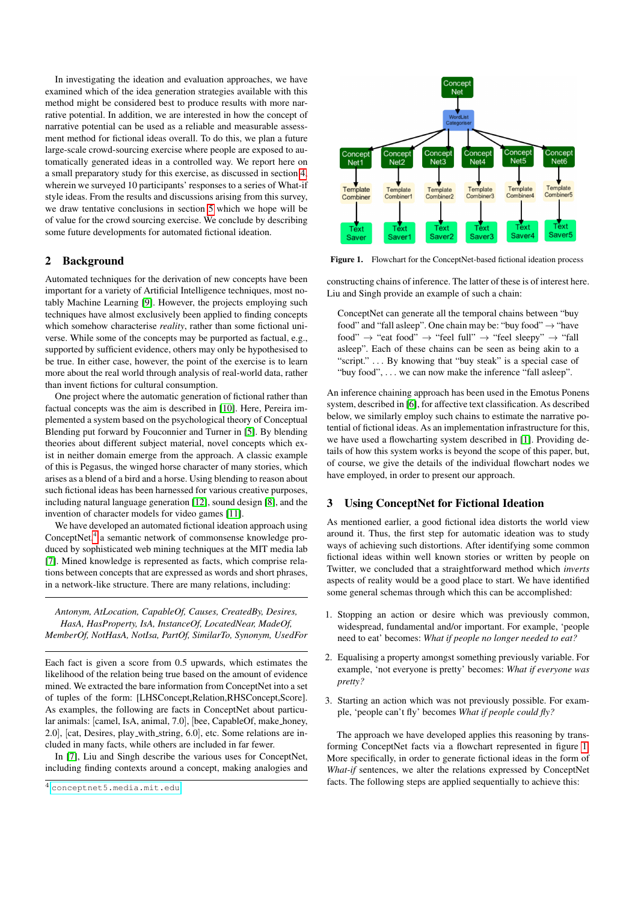In investigating the ideation and evaluation approaches, we have examined which of the idea generation strategies available with this method might be considered best to produce results with more narrative potential. In addition, we are interested in how the concept of narrative potential can be used as a reliable and measurable assessment method for fictional ideas overall. To do this, we plan a future large-scale crowd-sourcing exercise where people are exposed to automatically generated ideas in a controlled way. We report here on a small preparatory study for this exercise, as discussed in section 4, wherein we surveyed 10 participants' responses to a series of What-if style ideas. From the results and discussions arising from this survey, we draw tentative conclusions in section 5 which we hope will be of value for the crowd sourcing exercise. We conclude by describing some future developments for automated fictional ideation.

## 2 Background

Automated techniques for the derivation of new concepts have been important for a variety of Artificial Intelligence techniques, most notably Machine Learning [9]. However, the projects employing such techniques have almost exclusively been applied to finding concepts which somehow characterise *reality*, rather than some fictional universe. While some of the concepts may be purported as factual, e.g., supported by sufficient evidence, others may only be hypothesised to be true. In either case, however, the point of the exercise is to learn more about the real world through analysis of real-world data, rather than invent fictions for cultural consumption.

One project where the automatic generation of fictional rather than factual concepts was the aim is described in [10]. Here, Pereira implemented a system based on the psychological theory of Conceptual Blending put forward by Fouconnier and Turner in [5]. By blending theories about different subject material, novel concepts which exist in neither domain emerge from the approach. A classic example of this is Pegasus, the winged horse character of many stories, which arises as a blend of a bird and a horse. Using blending to reason about such fictional ideas has been harnessed for various creative purposes, including natural language generation [12], sound design [8], and the invention of character models for video games [11].

We have developed an automated fictional ideation approach using ConceptNet,[4] a semantic network of commonsense knowledge produced by sophisticated web mining techniques at the MIT media lab [7]. Mined knowledge is represented as facts, which comprise relations between concepts that are expressed as words and short phrases, in a network-like structure. There are many relations, including:

*Antonym, AtLocation, CapableOf, Causes, CreatedBy, Desires, HasA, HasProperty, IsA, InstanceOf, LocatedNear, MadeOf, MemberOf, NotHasA, NotIsa, PartOf, SimilarTo, Synonym, UsedFor*

Each fact is given a score from 0.5 upwards, which estimates the likelihood of the relation being true based on the amount of evidence mined. We extracted the bare information from ConceptNet into a set of tuples of the form: [LHSConcept,Relation,RHSConcept,Score]. As examples, the following are facts in ConceptNet about particular animals: [camel, IsA, animal, 7.0], [bee, CapableOf, make_honey, 2.0], [cat, Desires, play_with_string, 6.0], etc. Some relations are included in many facts, while others are included in far fewer.

In [7], Liu and Singh describe the various uses for ConceptNet, including finding contexts around a concept, making analogies and constructing chains of inference. The latter of these is of interest here. Liu and Singh provide an example of such a chain:

> ConceptNet can generate all the temporal chains between "buy food" and "fall asleep". One chain may be: "buy food" → "have food" → "eat food" → "feel full" → "feel sleepy" → "fall asleep". Each of these chains can be seen as being akin to a "script." ... By knowing that "buy steak" is a special case of "buy food", ... we can now make the inference "fall asleep".

An inference chaining approach has been used in the Emotus Ponens system, described in [6], for affective text classification. As described below, we similarly employ such chains to estimate the narrative potential of fictional ideas. As an implementation infrastructure for this, we have used a flowcharting system described in [1]. Providing details of how this system works is beyond the scope of this paper, but, of course, we give the details of the individual flowchart nodes we have employed, in order to present our approach.

**Figure 1.** Flowchart for the ConceptNet-based fictional ideation process

## 3 Using ConceptNet for Fictional Ideation

As mentioned earlier, a good fictional idea distorts the world view around it. Thus, the first step for automatic ideation was to study ways of achieving such distortions. After identifying some common fictional ideas within well known stories or written by people on Twitter, we concluded that a straightforward method which *inverts* aspects of reality would be a good place to start. We have identified some general schemas through which this can be accomplished:

1. Stopping an action or desire which was previously common, widespread, fundamental and/or important. For example, 'people need to eat' becomes: *What if people no longer needed to eat?*

2. Equalising a property amongst something previously variable. For example, 'not everyone is pretty' becomes: *What if everyone was pretty?*

3. Starting an action which was not previously possible. For example, 'people can't fly' becomes *What if people could fly?*

The approach we have developed applies this reasoning by transforming ConceptNet facts via a flowchart represented in figure 1. More specifically, in order to generate fictional ideas in the form of *What-if* sentences, we alter the relations expressed by ConceptNet facts. The following steps are applied sequentially to achieve this:

[4] conceptnet5.media.mit.edu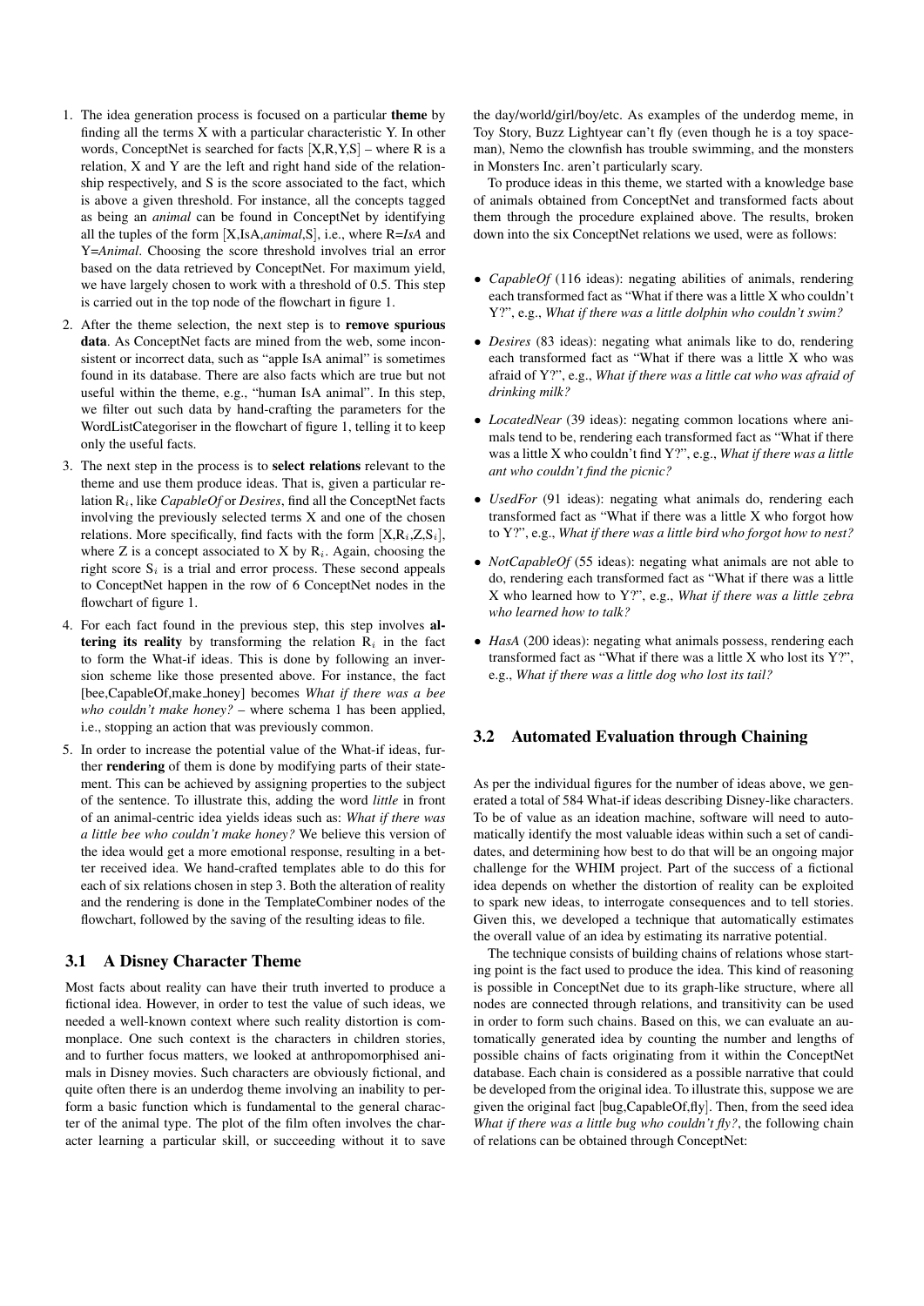1. The idea generation process is focused on a particular **theme** by finding all the terms X with a particular characteristic Y. In other words, ConceptNet is searched for facts [X,R,Y,S] – where R is a relation, X and Y are the left and right hand side of the relationship respectively, and S is the score associated to the fact, which is above a given threshold. For instance, all the concepts tagged as being an *animal* can be found in ConceptNet by identifying all the tuples of the form [X,IsA,*animal*,S], i.e., where R=*IsA* and Y=*Animal*. Choosing the score threshold involves trial an error based on the data retrieved by ConceptNet. For maximum yield, we have largely chosen to work with a threshold of 0.5. This step is carried out in the top node of the flowchart in figure 1.
2. After the theme selection, the next step is to **remove spurious data**. As ConceptNet facts are mined from the web, some inconsistent or incorrect data, such as "apple IsA animal" is sometimes found in its database. There are also facts which are true but not useful within the theme, e.g., "human IsA animal". In this step, we filter out such data by hand-crafting the parameters for the WordListCategoriser in the flowchart of figure 1, telling it to keep only the useful facts.
3. The next step in the process is to **select relations** relevant to the theme and use them produce ideas. That is, given a particular relation $R_i$, like *CapableOf* or *Desires*, find all the ConceptNet facts involving the previously selected terms X and one of the chosen relations. More specifically, find facts with the form [X,$R_i$,Z,$S_i$], where Z is a concept associated to X by $R_i$. Again, choosing the right score $S_i$ is a trial and error process. These second appeals to ConceptNet happen in the row of 6 ConceptNet nodes in the flowchart of figure 1.
4. For each fact found in the previous step, this step involves **altering its reality** by transforming the relation $R_i$ in the fact to form the What-if ideas. This is done by following an inversion scheme like those presented above. For instance, the fact [bee,CapableOf,make_honey] becomes *What if there was a bee who couldn't make honey?* – where schema 1 has been applied, i.e., stopping an action that was previously common.
5. In order to increase the potential value of the What-if ideas, further **rendering** of them is done by modifying parts of their statement. This can be achieved by assigning properties to the subject of the sentence. To illustrate this, adding the word *little* in front of an animal-centric idea yields ideas such as: *What if there was a little bee who couldn't make honey?* We believe this version of the idea would get a more emotional response, resulting in a better received idea. We hand-crafted templates able to do this for each of six relations chosen in step 3. Both the alteration of reality and the rendering is done in the TemplateCombiner nodes of the flowchart, followed by the saving of the resulting ideas to file.

### 3.1 A Disney Character Theme

Most facts about reality can have their truth inverted to produce a fictional idea. However, in order to test the value of such ideas, we needed a well-known context where such reality distortion is commonplace. One such context is the characters in children stories, and to further focus matters, we looked at anthropomorphised animals in Disney movies. Such characters are obviously fictional, and quite often there is an underdog theme involving an inability to perform a basic function which is fundamental to the general character of the animal type. The plot of the film often involves the character learning a particular skill, or succeeding without it to save the day/world/girl/boy/etc. As examples of the underdog meme, in Toy Story, Buzz Lightyear can't fly (even though he is a toy spaceman), Nemo the clownfish has trouble swimming, and the monsters in Monsters Inc. aren't particularly scary.

To produce ideas in this theme, we started with a knowledge base of animals obtained from ConceptNet and transformed facts about them through the procedure explained above. The results, broken down into the six ConceptNet relations we used, were as follows:

- *CapableOf* (116 ideas): negating abilities of animals, rendering each transformed fact as "What if there was a little X who couldn't Y?", e.g., *What if there was a little dolphin who couldn't swim?*
- *Desires* (83 ideas): negating what animals like to do, rendering each transformed fact as "What if there was a little X who was afraid of Y?", e.g., *What if there was a little cat who was afraid of drinking milk?*
- *LocatedNear* (39 ideas): negating common locations where animals tend to be, rendering each transformed fact as "What if there was a little X who couldn't find Y?", e.g., *What if there was a little ant who couldn't find the picnic?*
- *UsedFor* (91 ideas): negating what animals do, rendering each transformed fact as "What if there was a little X who forgot how to Y?", e.g., *What if there was a little bird who forgot how to nest?*
- *NotCapableOf* (55 ideas): negating what animals are not able to do, rendering each transformed fact as "What if there was a little X who learned how to Y?", e.g., *What if there was a little zebra who learned how to talk?*
- *HasA* (200 ideas): negating what animals possess, rendering each transformed fact as "What if there was a little X who lost its Y?", e.g., *What if there was a little dog who lost its tail?*

### 3.2 Automated Evaluation through Chaining

As per the individual figures for the number of ideas above, we generated a total of 584 What-if ideas describing Disney-like characters. To be of value as an ideation machine, software will need to automatically identify the most valuable ideas within such a set of candidates, and determining how best to do that will be an ongoing major challenge for the WHIM project. Part of the success of a fictional idea depends on whether the distortion of reality can be exploited to spark new ideas, to interrogate consequences and to tell stories. Given this, we developed a technique that automatically estimates the overall value of an idea by estimating its narrative potential.

The technique consists of building chains of relations whose starting point is the fact used to produce the idea. This kind of reasoning is possible in ConceptNet due to its graph-like structure, where all nodes are connected through relations, and transitivity can be used in order to form such chains. Based on this, we can evaluate an automatically generated idea by counting the number and lengths of possible chains of facts originating from it within the ConceptNet database. Each chain is considered as a possible narrative that could be developed from the original idea. To illustrate this, suppose we are given the original fact [bug,CapableOf,fly]. Then, from the seed idea *What if there was a little bug who couldn't fly?*, the following chain of relations can be obtained through ConceptNet: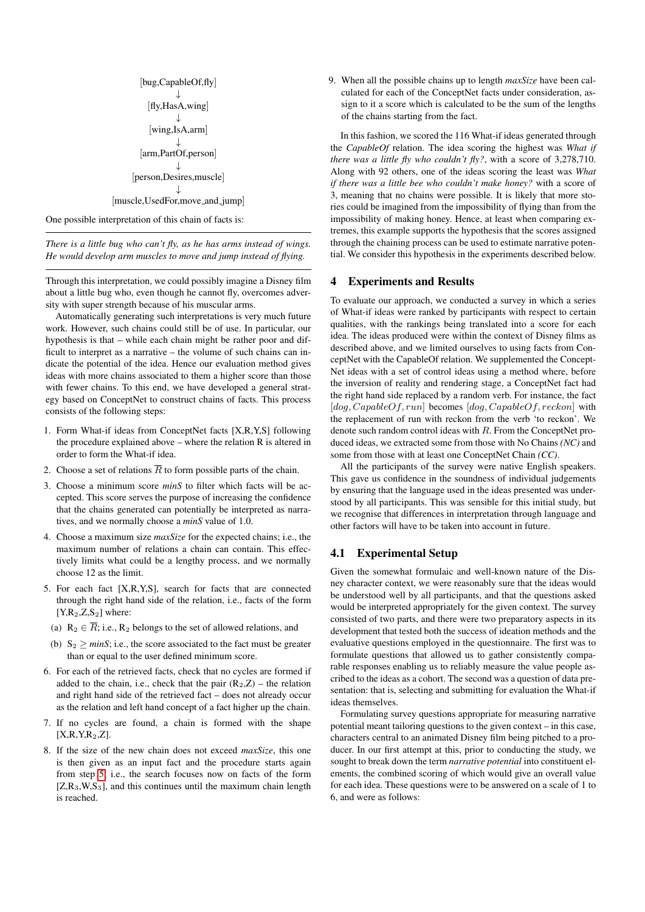[bug,CapableOf,fly]
↓
[fly,HasA,wing]
↓
[wing,IsA,arm]
↓
[arm,PartOf,person]
↓
[person,Desires,muscle]
↓
[muscle,UsedFor,move_and_jump]

One possible interpretation of this chain of facts is:

---

*There is a little bug who can't fly, as he has arms instead of wings. He would develop arm muscles to move and jump instead of flying.*

---

Through this interpretation, we could possibly imagine a Disney film about a little bug who, even though he cannot fly, overcomes adversity with super strength because of his muscular arms.

Automatically generating such interpretations is very much future work. However, such chains could still be of use. In particular, our hypothesis is that – while each chain might be rather poor and difficult to interpret as a narrative – the volume of such chains can indicate the potential of the idea. Hence our evaluation method gives ideas with more chains associated to them a higher score than those with fewer chains. To this end, we have developed a general strategy based on ConceptNet to construct chains of facts. This process consists of the following steps:

1. Form What-if ideas from ConceptNet facts [X,R,Y,S] following the procedure explained above – where the relation R is altered in order to form the What-if idea.
2. Choose a set of relations $\overline{R}$ to form possible parts of the chain.
3. Choose a minimum score *minS* to filter which facts will be accepted. This score serves the purpose of increasing the confidence that the chains generated can potentially be interpreted as narratives, and we normally choose a *minS* value of 1.0.
4. Choose a maximum size *maxSize* for the expected chains; i.e., the maximum number of relations a chain can contain. This effectively limits what could be a lengthy process, and we normally choose 12 as the limit.
5. For each fact [X,R,Y,S], search for facts that are connected through the right hand side of the relation, i.e., facts of the form [Y,$R_2$,Z,$S_2$] where:
   (a) $R_2 \in \overline{R}$; i.e., $R_2$ belongs to the set of allowed relations, and
   (b) $S_2 \geq minS$; i.e., the score associated to the fact must be greater than or equal to the user defined minimum score.
6. For each of the retrieved facts, check that no cycles are formed if added to the chain, i.e., check that the pair ($R_2$,Z) – the relation and right hand side of the retrieved fact – does not already occur as the relation and left hand concept of a fact higher up the chain.
7. If no cycles are found, a chain is formed with the shape [X,R,Y,$R_2$,Z].
8. If the size of the new chain does not exceed *maxSize*, this one is then given as an input fact and the procedure starts again from step 5, i.e., the search focuses now on facts of the form [Z,$R_3$,W,$S_3$], and this continues until the maximum chain length is reached.
9. When all the possible chains up to length *maxSize* have been calculated for each of the ConceptNet facts under consideration, assign to it a score which is calculated to be the sum of the lengths of the chains starting from the fact.

In this fashion, we scored the 116 What-if ideas generated through the *CapableOf* relation. The idea scoring the highest was *What if there was a little fly who couldn't fly?*, with a score of 3,278,710. Along with 92 others, one of the ideas scoring the least was *What if there was a little bee who couldn't make honey?* with a score of 3, meaning that no chains were possible. It is likely that more stories could be imagined from the impossibility of flying than from the impossibility of making honey. Hence, at least when comparing extremes, this example supports the hypothesis that the scores assigned through the chaining process can be used to estimate narrative potential. We consider this hypothesis in the experiments described below.

## 4 Experiments and Results

To evaluate our approach, we conducted a survey in which a series of What-if ideas were ranked by participants with respect to certain qualities, with the rankings being translated into a score for each idea. The ideas produced were within the context of Disney films as described above, and we limited ourselves to using facts from ConceptNet with the CapableOf relation. We supplemented the ConceptNet ideas with a set of control ideas using a method where, before the inversion of reality and rendering stage, a ConceptNet fact had the right hand side replaced by a random verb. For instance, the fact $[dog, CapableOf, run]$ becomes $[dog, CapableOf, reckon]$ with the replacement of run with reckon from the verb 'to reckon'. We denote such random control ideas with $R$. From the ConceptNet produced ideas, we extracted some from those with No Chains *(NC)* and some from those with at least one ConceptNet Chain *(CC)*.

All the participants of the survey were native English speakers. This gave us confidence in the soundness of individual judgements by ensuring that the language used in the ideas presented was understood by all participants. This was sensible for this initial study, but we recognise that differences in interpretation through language and other factors will have to be taken into account in future.

### 4.1 Experimental Setup

Given the somewhat formulaic and well-known nature of the Disney character context, we were reasonably sure that the ideas would be understood well by all participants, and that the questions asked would be interpreted appropriately for the given context. The survey consisted of two parts, and there were two preparatory aspects in its development that tested both the success of ideation methods and the evaluative questions employed in the questionnaire. The first was to formulate questions that allowed us to gather consistently comparable responses enabling us to reliably measure the value people ascribed to the ideas as a cohort. The second was a question of data presentation: that is, selecting and submitting for evaluation the What-if ideas themselves.

Formulating survey questions appropriate for measuring narrative potential meant tailoring questions to the given context – in this case, characters central to an animated Disney film being pitched to a producer. In our first attempt at this, prior to conducting the study, we sought to break down the term *narrative potential* into constituent elements, the combined scoring of which would give an overall value for each idea. These questions were to be answered on a scale of 1 to 6, and were as follows: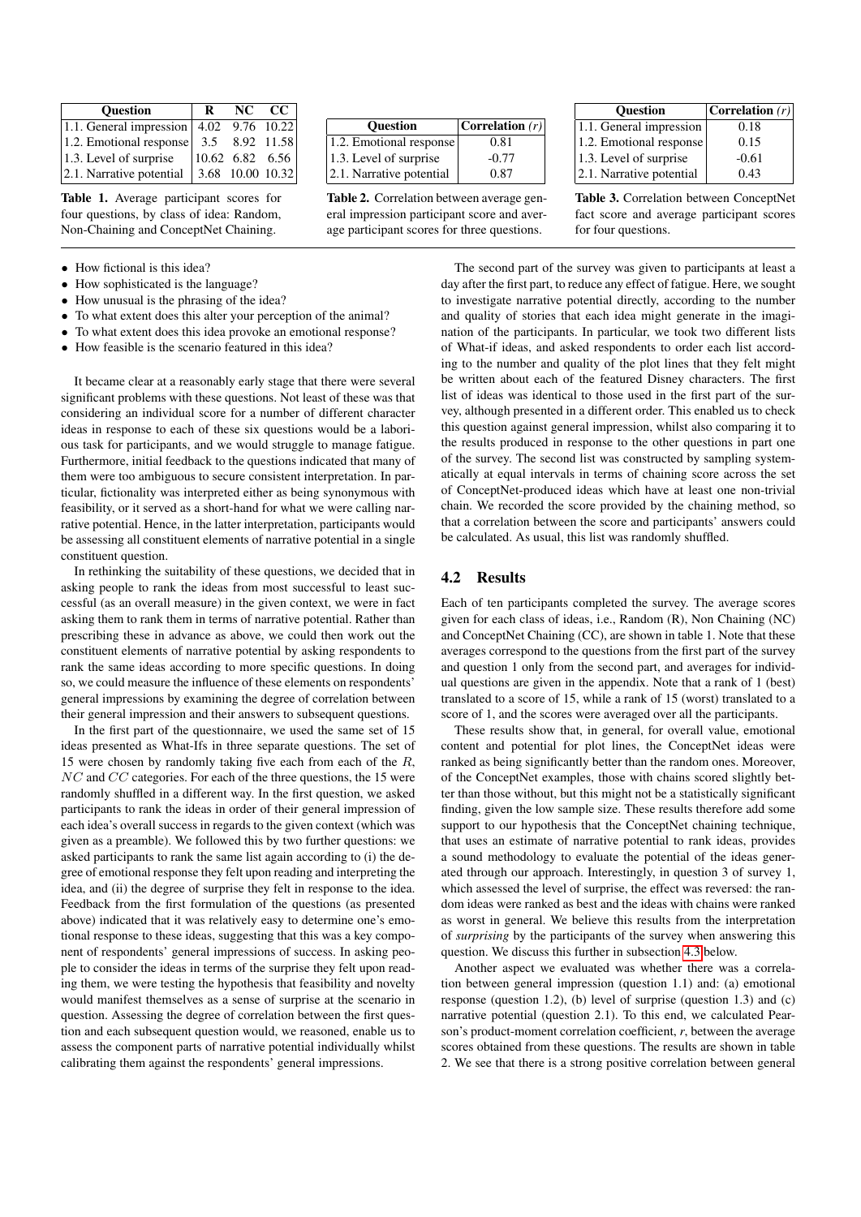| Question | R | NC | CC |
|---|---|---|---|
| 1.1. General impression | 4.02 | 9.76 | 10.22 |
| 1.2. Emotional response | 3.5 | 8.92 | 11.58 |
| 1.3. Level of surprise | 10.62 | 6.82 | 6.56 |
| 2.1. Narrative potential | 3.68 | 10.00 | 10.32 |

**Table 1.** Average participant scores for four questions, by class of idea: Random, Non-Chaining and ConceptNet Chaining.

| Question | Correlation ($r$) |
|---|---|
| 1.2. Emotional response | 0.81 |
| 1.3. Level of surprise | -0.77 |
| 2.1. Narrative potential | 0.87 |

**Table 2.** Correlation between average general impression participant score and average participant scores for three questions.

| Question | Correlation ($r$) |
|---|---|
| 1.1. General impression | 0.18 |
| 1.2. Emotional response | 0.15 |
| 1.3. Level of surprise | -0.61 |
| 2.1. Narrative potential | 0.43 |

**Table 3.** Correlation between ConceptNet fact score and average participant scores for four questions.

- How fictional is this idea?
- How sophisticated is the language?
- How unusual is the phrasing of the idea?
- To what extent does this alter your perception of the animal?
- To what extent does this idea provoke an emotional response?
- How feasible is the scenario featured in this idea?

It became clear at a reasonably early stage that there were several significant problems with these questions. Not least of these was that considering an individual score for a number of different character ideas in response to each of these six questions would be a laborious task for participants, and we would struggle to manage fatigue. Furthermore, initial feedback to the questions indicated that many of them were too ambiguous to secure consistent interpretation. In particular, fictionality was interpreted either as being synonymous with feasibility, or it served as a short-hand for what we were calling narrative potential. Hence, in the latter interpretation, participants would be assessing all constituent elements of narrative potential in a single constituent question.

In rethinking the suitability of these questions, we decided that in asking people to rank the ideas from most successful to least successful (as an overall measure) in the given context, we were in fact asking them to rank them in terms of narrative potential. Rather than prescribing these in advance as above, we could then work out the constituent elements of narrative potential by asking respondents to rank the same ideas according to more specific questions. In doing so, we could measure the influence of these elements on respondents' general impressions by examining the degree of correlation between their general impression and their answers to subsequent questions.

In the first part of the questionnaire, we used the same set of 15 ideas presented as What-Ifs in three separate questions. The set of 15 were chosen by randomly taking five each from each of the $R$, $NC$ and $CC$ categories. For each of the three questions, the 15 were randomly shuffled in a different way. In the first question, we asked participants to rank the ideas in order of their general impression of each idea's overall success in regards to the given context (which was given as a preamble). We followed this by two further questions: we asked participants to rank the same list again according to (i) the degree of emotional response they felt upon reading and interpreting the idea, and (ii) the degree of surprise they felt in response to the idea. Feedback from the first formulation of the questions (as presented above) indicated that it was relatively easy to determine one's emotional response to these ideas, suggesting that this was a key component of respondents' general impressions of success. In asking people to consider the ideas in terms of the surprise they felt upon reading them, we were testing the hypothesis that feasibility and novelty would manifest themselves as a sense of surprise at the scenario in question. Assessing the degree of correlation between the first question and each subsequent question would, we reasoned, enable us to assess the component parts of narrative potential individually whilst calibrating them against the respondents' general impressions.

The second part of the survey was given to participants at least a day after the first part, to reduce any effect of fatigue. Here, we sought to investigate narrative potential directly, according to the number and quality of stories that each idea might generate in the imagination of the participants. In particular, we took two different lists of What-if ideas, and asked respondents to order each list according to the number and quality of the plot lines that they felt might be written about each of the featured Disney characters. The first list of ideas was identical to those used in the first part of the survey, although presented in a different order. This enabled us to check this question against general impression, whilst also comparing it to the results produced in response to the other questions in part one of the survey. The second list was constructed by sampling systematically at equal intervals in terms of chaining score across the set of ConceptNet-produced ideas which have at least one non-trivial chain. We recorded the score provided by the chaining method, so that a correlation between the score and participants' answers could be calculated. As usual, this list was randomly shuffled.

## 4.2 Results

Each of ten participants completed the survey. The average scores given for each class of ideas, i.e., Random (R), Non Chaining (NC) and ConceptNet Chaining (CC), are shown in table 1. Note that these averages correspond to the questions from the first part of the survey and question 1 only from the second part, and averages for individual questions are given in the appendix. Note that a rank of 1 (best) translated to a score of 15, while a rank of 15 (worst) translated to a score of 1, and the scores were averaged over all the participants.

These results show that, in general, for overall value, emotional content and potential for plot lines, the ConceptNet ideas were ranked as being significantly better than the random ones. Moreover, of the ConceptNet examples, those with chains scored slightly better than those without, but this might not be a statistically significant finding, given the low sample size. These results therefore add some support to our hypothesis that the ConceptNet chaining technique, that uses an estimate of narrative potential to rank ideas, provides a sound methodology to evaluate the potential of the ideas generated through our approach. Interestingly, in question 3 of survey 1, which assessed the level of surprise, the effect was reversed: the random ideas were ranked as best and the ideas with chains were ranked as worst in general. We believe this results from the interpretation of *surprising* by the participants of the survey when answering this question. We discuss this further in subsection 4.3 below.

Another aspect we evaluated was whether there was a correlation between general impression (question 1.1) and: (a) emotional response (question 1.2), (b) level of surprise (question 1.3) and (c) narrative potential (question 2.1). To this end, we calculated Pearson's product-moment correlation coefficient, $r$, between the average scores obtained from these questions. The results are shown in table 2. We see that there is a strong positive correlation between general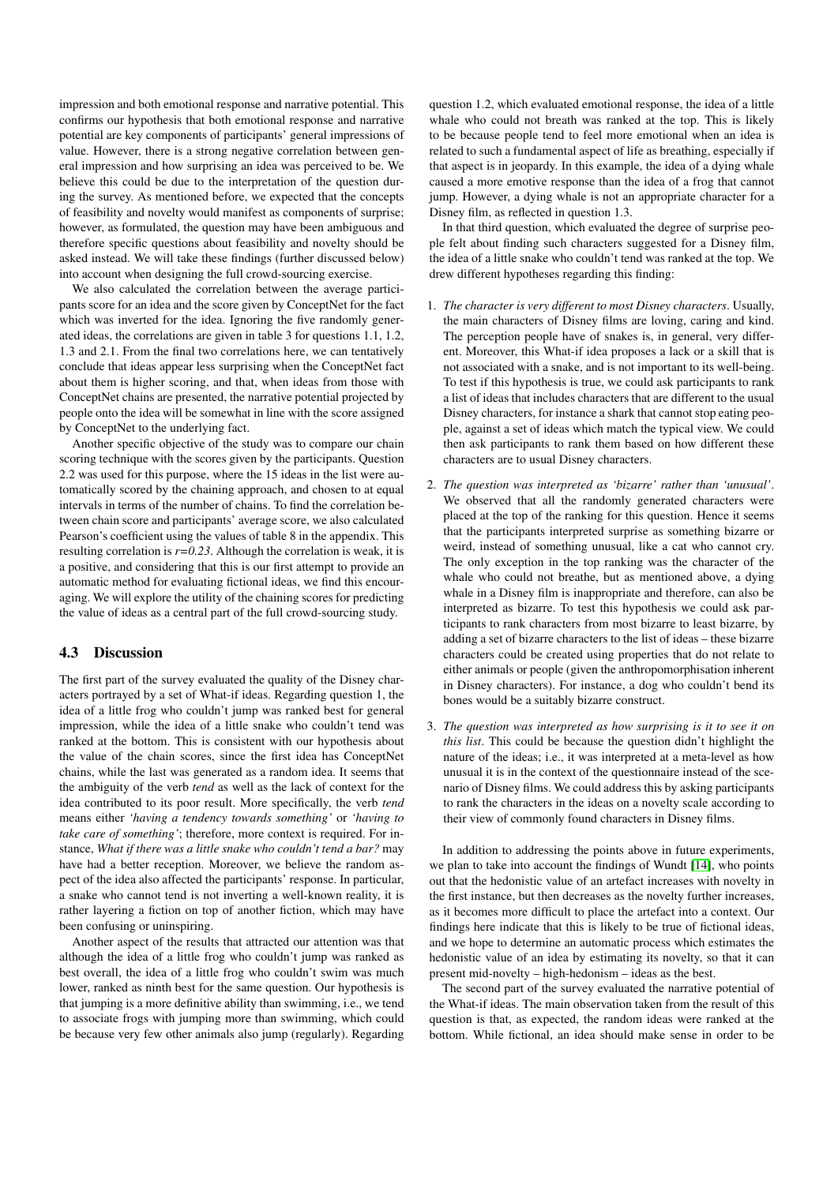impression and both emotional response and narrative potential. This confirms our hypothesis that both emotional response and narrative potential are key components of participants' general impressions of value. However, there is a strong negative correlation between general impression and how surprising an idea was perceived to be. We believe this could be due to the interpretation of the question during the survey. As mentioned before, we expected that the concepts of feasibility and novelty would manifest as components of surprise; however, as formulated, the question may have been ambiguous and therefore specific questions about feasibility and novelty should be asked instead. We will take these findings (further discussed below) into account when designing the full crowd-sourcing exercise.

We also calculated the correlation between the average participants score for an idea and the score given by ConceptNet for the fact which was inverted for the idea. Ignoring the five randomly generated ideas, the correlations are given in table 3 for questions 1.1, 1.2, 1.3 and 2.1. From the final two correlations here, we can tentatively conclude that ideas appear less surprising when the ConceptNet fact about them is higher scoring, and that, when ideas from those with ConceptNet chains are presented, the narrative potential projected by people onto the idea will be somewhat in line with the score assigned by ConceptNet to the underlying fact.

Another specific objective of the study was to compare our chain scoring technique with the scores given by the participants. Question 2.2 was used for this purpose, where the 15 ideas in the list were automatically scored by the chaining approach, and chosen to at equal intervals in terms of the number of chains. To find the correlation between chain score and participants' average score, we also calculated Pearson's coefficient using the values of table 8 in the appendix. This resulting correlation is $r$*=0.23*. Although the correlation is weak, it is a positive, and considering that this is our first attempt to provide an automatic method for evaluating fictional ideas, we find this encouraging. We will explore the utility of the chaining scores for predicting the value of ideas as a central part of the full crowd-sourcing study.

## 4.3 Discussion

The first part of the survey evaluated the quality of the Disney characters portrayed by a set of What-if ideas. Regarding question 1, the idea of a little frog who couldn't jump was ranked best for general impression, while the idea of a little snake who couldn't tend was ranked at the bottom. This is consistent with our hypothesis about the value of the chain scores, since the first idea has ConceptNet chains, while the last was generated as a random idea. It seems that the ambiguity of the verb *tend* as well as the lack of context for the idea contributed to its poor result. More specifically, the verb *tend* means either *'having a tendency towards something'* or *'having to take care of something'*; therefore, more context is required. For instance, *What if there was a little snake who couldn't tend a bar?* may have had a better reception. Moreover, we believe the random aspect of the idea also affected the participants' response. In particular, a snake who cannot tend is not inverting a well-known reality, it is rather layering a fiction on top of another fiction, which may have been confusing or uninspiring.

Another aspect of the results that attracted our attention was that although the idea of a little frog who couldn't jump was ranked as best overall, the idea of a little frog who couldn't swim was much lower, ranked as ninth best for the same question. Our hypothesis is that jumping is a more definitive ability than swimming, i.e., we tend to associate frogs with jumping more than swimming, which could be because very few other animals also jump (regularly). Regarding question 1.2, which evaluated emotional response, the idea of a little whale who could not breath was ranked at the top. This is likely to be because people tend to feel more emotional when an idea is related to such a fundamental aspect of life as breathing, especially if that aspect is in jeopardy. In this example, the idea of a dying whale caused a more emotive response than the idea of a frog that cannot jump. However, a dying whale is not an appropriate character for a Disney film, as reflected in question 1.3.

In that third question, which evaluated the degree of surprise people felt about finding such characters suggested for a Disney film, the idea of a little snake who couldn't tend was ranked at the top. We drew different hypotheses regarding this finding:

1. *The character is very different to most Disney characters*. Usually, the main characters of Disney films are loving, caring and kind. The perception people have of snakes is, in general, very different. Moreover, this What-if idea proposes a lack or a skill that is not associated with a snake, and is not important to its well-being. To test if this hypothesis is true, we could ask participants to rank a list of ideas that includes characters that are different to the usual Disney characters, for instance a shark that cannot stop eating people, against a set of ideas which match the typical view. We could then ask participants to rank them based on how different these characters are to usual Disney characters.
2. *The question was interpreted as 'bizarre' rather than 'unusual'*. We observed that all the randomly generated characters were placed at the top of the ranking for this question. Hence it seems that the participants interpreted surprise as something bizarre or weird, instead of something unusual, like a cat who cannot cry. The only exception in the top ranking was the character of the whale who could not breathe, but as mentioned above, a dying whale in a Disney film is inappropriate and therefore, can also be interpreted as bizarre. To test this hypothesis we could ask participants to rank characters from most bizarre to least bizarre, by adding a set of bizarre characters to the list of ideas – these bizarre characters could be created using properties that do not relate to either animals or people (given the anthropomorphisation inherent in Disney characters). For instance, a dog who couldn't bend its bones would be a suitably bizarre construct.
3. *The question was interpreted as how surprising is it to see it on this list*. This could be because the question didn't highlight the nature of the ideas; i.e., it was interpreted at a meta-level as how unusual it is in the context of the questionnaire instead of the scenario of Disney films. We could address this by asking participants to rank the characters in the ideas on a novelty scale according to their view of commonly found characters in Disney films.

In addition to addressing the points above in future experiments, we plan to take into account the findings of Wundt [14], who points out that the hedonistic value of an artefact increases with novelty in the first instance, but then decreases as the novelty further increases, as it becomes more difficult to place the artefact into a context. Our findings here indicate that this is likely to be true of fictional ideas, and we hope to determine an automatic process which estimates the hedonistic value of an idea by estimating its novelty, so that it can present mid-novelty – high-hedonism – ideas as the best.

The second part of the survey evaluated the narrative potential of the What-if ideas. The main observation taken from the result of this question is that, as expected, the random ideas were ranked at the bottom. While fictional, an idea should make sense in order to be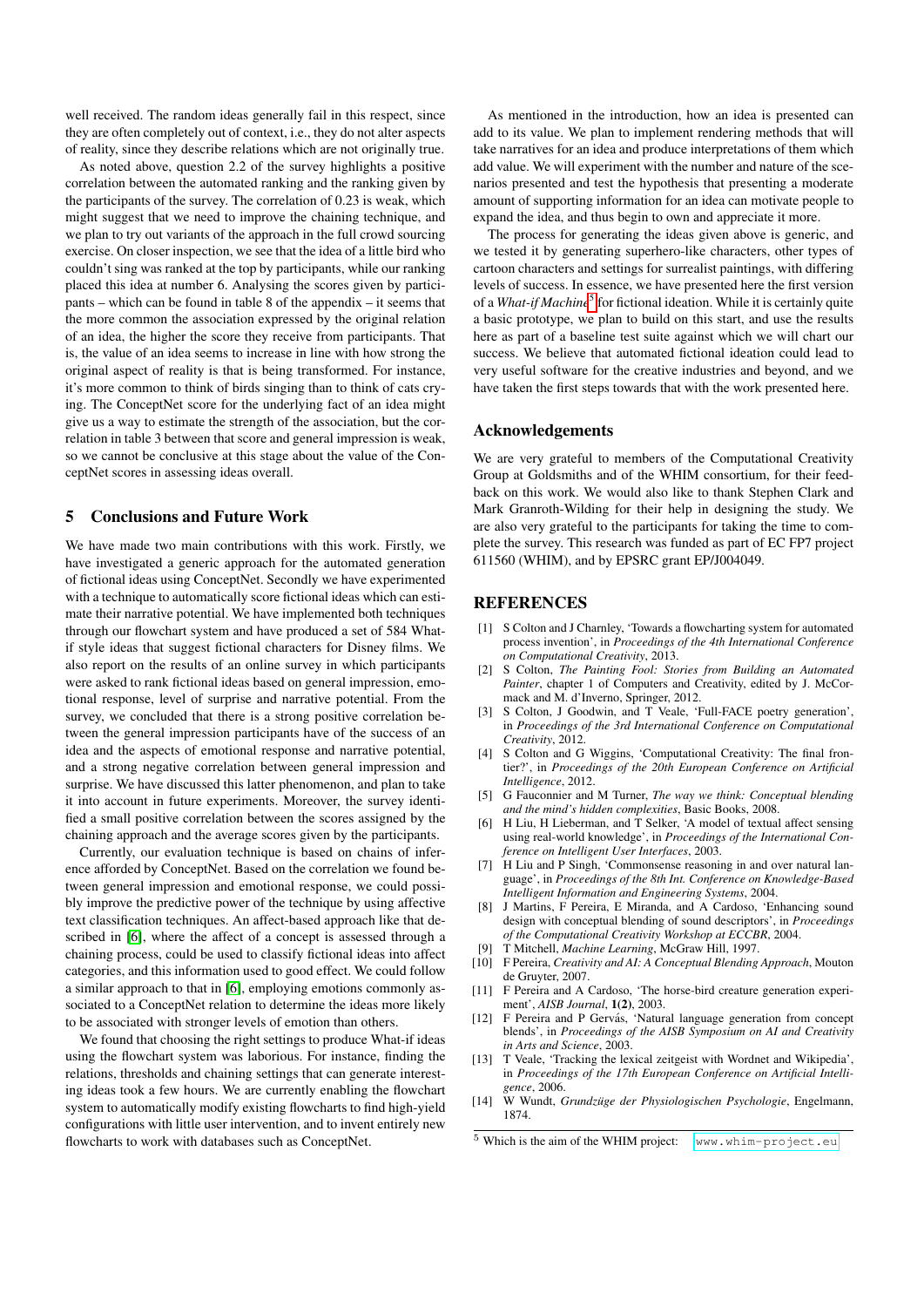well received. The random ideas generally fail in this respect, since they are often completely out of context, i.e., they do not alter aspects of reality, since they describe relations which are not originally true.

As noted above, question 2.2 of the survey highlights a positive correlation between the automated ranking and the ranking given by the participants of the survey. The correlation of 0.23 is weak, which might suggest that we need to improve the chaining technique, and we plan to try out variants of the approach in the full crowd sourcing exercise. On closer inspection, we see that the idea of a little bird who couldn't sing was ranked at the top by participants, while our ranking placed this idea at number 6. Analysing the scores given by participants – which can be found in table 8 of the appendix – it seems that the more common the association expressed by the original relation of an idea, the higher the score they receive from participants. That is, the value of an idea seems to increase in line with how strong the original aspect of reality is that is being transformed. For instance, it's more common to think of birds singing than to think of cats crying. The ConceptNet score for the underlying fact of an idea might give us a way to estimate the strength of the association, but the correlation in table 3 between that score and general impression is weak, so we cannot be conclusive at this stage about the value of the ConceptNet scores in assessing ideas overall.

## 5 Conclusions and Future Work

We have made two main contributions with this work. Firstly, we have investigated a generic approach for the automated generation of fictional ideas using ConceptNet. Secondly we have experimented with a technique to automatically score fictional ideas which can estimate their narrative potential. We have implemented both techniques through our flowchart system and have produced a set of 584 What-if style ideas that suggest fictional characters for Disney films. We also report on the results of an online survey in which participants were asked to rank fictional ideas based on general impression, emotional response, level of surprise and narrative potential. From the survey, we concluded that there is a strong positive correlation between the general impression participants have of the success of an idea and the aspects of emotional response and narrative potential, and a strong negative correlation between general impression and surprise. We have discussed this latter phenomenon, and plan to take it into account in future experiments. Moreover, the survey identified a small positive correlation between the scores assigned by the chaining approach and the average scores given by the participants.

Currently, our evaluation technique is based on chains of inference afforded by ConceptNet. Based on the correlation we found between general impression and emotional response, we could possibly improve the predictive power of the technique by using affective text classification techniques. An affect-based approach like that described in [6], where the affect of a concept is assessed through a chaining process, could be used to classify fictional ideas into affect categories, and this information used to good effect. We could follow a similar approach to that in [6], employing emotions commonly associated to a ConceptNet relation to determine the ideas more likely to be associated with stronger levels of emotion than others.

We found that choosing the right settings to produce What-if ideas using the flowchart system was laborious. For instance, finding the relations, thresholds and chaining settings that can generate interesting ideas took a few hours. We are currently enabling the flowchart system to automatically modify existing flowcharts to find high-yield configurations with little user intervention, and to invent entirely new flowcharts to work with databases such as ConceptNet.

As mentioned in the introduction, how an idea is presented can add to its value. We plan to implement rendering methods that will take narratives for an idea and produce interpretations of them which add value. We will experiment with the number and nature of the scenarios presented and test the hypothesis that presenting a moderate amount of supporting information for an idea can motivate people to expand the idea, and thus begin to own and appreciate it more.

The process for generating the ideas given above is generic, and we tested it by generating superhero-like characters, other types of cartoon characters and settings for surrealist paintings, with differing levels of success. In essence, we have presented here the first version of a *What-if Machine*[5] for fictional ideation. While it is certainly quite a basic prototype, we plan to build on this start, and use the results here as part of a baseline test suite against which we will chart our success. We believe that automated fictional ideation could lead to very useful software for the creative industries and beyond, and we have taken the first steps towards that with the work presented here.

## Acknowledgements

We are very grateful to members of the Computational Creativity Group at Goldsmiths and of the WHIM consortium, for their feedback on this work. We would also like to thank Stephen Clark and Mark Granroth-Wilding for their help in designing the study. We are also very grateful to the participants for taking the time to complete the survey. This research was funded as part of EC FP7 project 611560 (WHIM), and by EPSRC grant EP/J004049.

## REFERENCES

[1] S Colton and J Charnley, 'Towards a flowcharting system for automated process invention', in *Proceedings of the 4th International Conference on Computational Creativity*, 2013.

[2] S Colton, *The Painting Fool: Stories from Building an Automated Painter*, chapter 1 of Computers and Creativity, edited by J. McCormack and M. d'Inverno, Springer, 2012.

[3] S Colton, J Goodwin, and T Veale, 'Full-FACE poetry generation', in *Proceedings of the 3rd International Conference on Computational Creativity*, 2012.

[4] S Colton and G Wiggins, 'Computational Creativity: The final frontier?', in *Proceedings of the 20th European Conference on Artificial Intelligence*, 2012.

[5] G Fauconnier and M Turner, *The way we think: Conceptual blending and the mind's hidden complexities*, Basic Books, 2008.

[6] H Liu, H Lieberman, and T Selker, 'A model of textual affect sensing using real-world knowledge', in *Proceedings of the International Conference on Intelligent User Interfaces*, 2003.

[7] H Liu and P Singh, 'Commonsense reasoning in and over natural language', in *Proceedings of the 8th Int. Conference on Knowledge-Based Intelligent Information and Engineering Systems*, 2004.

[8] J Martins, F Pereira, E Miranda, and A Cardoso, 'Enhancing sound design with conceptual blending of sound descriptors', in *Proceedings of the Computational Creativity Workshop at ECCBR*, 2004.

[9] T Mitchell, *Machine Learning*, McGraw Hill, 1997.

[10] F Pereira, *Creativity and AI: A Conceptual Blending Approach*, Mouton de Gruyter, 2007.

[11] F Pereira and A Cardoso, 'The horse-bird creature generation experiment', *AISB Journal*, **1(2)**, 2003.

[12] F Pereira and P Gervás, 'Natural language generation from concept blends', in *Proceedings of the AISB Symposium on AI and Creativity in Arts and Science*, 2003.

[13] T Veale, 'Tracking the lexical zeitgeist with Wordnet and Wikipedia', in *Proceedings of the 17th European Conference on Artificial Intelligence*, 2006.

[14] W Wundt, *Grundzüge der Physiologischen Psychologie*, Engelmann, 1874.

[5] Which is the aim of the WHIM project: www.whim-project.eu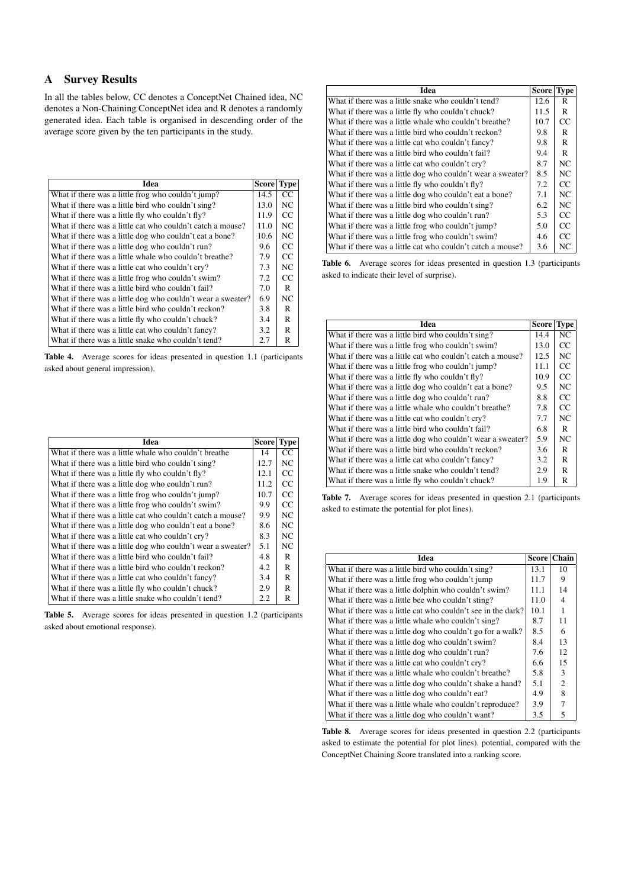## A Survey Results

In all the tables below, CC denotes a ConceptNet Chained idea, NC denotes a Non-Chaining ConceptNet idea and R denotes a randomly generated idea. Each table is organised in descending order of the average score given by the ten participants in the study.

| Idea | Score | Type |
|---|---|---|
| What if there was a little frog who couldn't jump? | 14.5 | CC |
| What if there was a little bird who couldn't sing? | 13.0 | NC |
| What if there was a little fly who couldn't fly? | 11.9 | CC |
| What if there was a little cat who couldn't catch a mouse? | 11.0 | NC |
| What if there was a little dog who couldn't eat a bone? | 10.6 | NC |
| What if there was a little dog who couldn't run? | 9.6 | CC |
| What if there was a little whale who couldn't breathe? | 7.9 | CC |
| What if there was a little cat who couldn't cry? | 7.3 | NC |
| What if there was a little frog who couldn't swim? | 7.2 | CC |
| What if there was a little bird who couldn't fail? | 7.0 | R |
| What if there was a little dog who couldn't wear a sweater? | 6.9 | NC |
| What if there was a little bird who couldn't reckon? | 3.8 | R |
| What if there was a little fly who couldn't chuck? | 3.4 | R |
| What if there was a little cat who couldn't fancy? | 3.2 | R |
| What if there was a little snake who couldn't tend? | 2.7 | R |

**Table 4.** Average scores for ideas presented in question 1.1 (participants asked about general impression).

| Idea | Score | Type |
|---|---|---|
| What if there was a little whale who couldn't breathe | 14 | CC |
| What if there was a little bird who couldn't sing? | 12.7 | NC |
| What if there was a little fly who couldn't fly? | 12.1 | CC |
| What if there was a little dog who couldn't run? | 11.2 | CC |
| What if there was a little frog who couldn't jump? | 10.7 | CC |
| What if there was a little frog who couldn't swim? | 9.9 | CC |
| What if there was a little cat who couldn't catch a mouse? | 9.9 | NC |
| What if there was a little dog who couldn't eat a bone? | 8.6 | NC |
| What if there was a little cat who couldn't cry? | 8.3 | NC |
| What if there was a little dog who couldn't wear a sweater? | 5.1 | NC |
| What if there was a little bird who couldn't fail? | 4.8 | R |
| What if there was a little bird who couldn't reckon? | 4.2 | R |
| What if there was a little cat who couldn't fancy? | 3.4 | R |
| What if there was a little fly who couldn't chuck? | 2.9 | R |
| What if there was a little snake who couldn't tend? | 2.2 | R |

**Table 5.** Average scores for ideas presented in question 1.2 (participants asked about emotional response).

| Idea | Score | Type |
|---|---|---|
| What if there was a little snake who couldn't tend? | 12.6 | R |
| What if there was a little fly who couldn't chuck? | 11.5 | R |
| What if there was a little whale who couldn't breathe? | 10.7 | CC |
| What if there was a little bird who couldn't reckon? | 9.8 | R |
| What if there was a little cat who couldn't fancy? | 9.8 | R |
| What if there was a little bird who couldn't fail? | 9.4 | R |
| What if there was a little cat who couldn't cry? | 8.7 | NC |
| What if there was a little dog who couldn't wear a sweater? | 8.5 | NC |
| What if there was a little fly who couldn't fly? | 7.2 | CC |
| What if there was a little dog who couldn't eat a bone? | 7.1 | NC |
| What if there was a little bird who couldn't sing? | 6.2 | NC |
| What if there was a little dog who couldn't run? | 5.3 | CC |
| What if there was a little frog who couldn't jump? | 5.0 | CC |
| What if there was a little frog who couldn't swim? | 4.6 | CC |
| What if there was a little cat who couldn't catch a mouse? | 3.6 | NC |

**Table 6.** Average scores for ideas presented in question 1.3 (participants asked to indicate their level of surprise).

| Idea | Score | Type |
|---|---|---|
| What if there was a little bird who couldn't sing? | 14.4 | NC |
| What if there was a little frog who couldn't swim? | 13.0 | CC |
| What if there was a little cat who couldn't catch a mouse? | 12.5 | NC |
| What if there was a little frog who couldn't jump? | 11.1 | CC |
| What if there was a little fly who couldn't fly? | 10.9 | CC |
| What if there was a little dog who couldn't eat a bone? | 9.5 | NC |
| What if there was a little dog who couldn't run? | 8.8 | CC |
| What if there was a little whale who couldn't breathe? | 7.8 | CC |
| What if there was a little cat who couldn't cry? | 7.7 | NC |
| What if there was a little bird who couldn't fail? | 6.8 | R |
| What if there was a little dog who couldn't wear a sweater? | 5.9 | NC |
| What if there was a little bird who couldn't reckon? | 3.6 | R |
| What if there was a little cat who couldn't fancy? | 3.2 | R |
| What if there was a little snake who couldn't tend? | 2.9 | R |
| What if there was a little fly who couldn't chuck? | 1.9 | R |

**Table 7.** Average scores for ideas presented in question 2.1 (participants asked to estimate the potential for plot lines).

| Idea | Score | Chain |
|---|---|---|
| What if there was a little bird who couldn't sing? | 13.1 | 10 |
| What if there was a little frog who couldn't jump | 11.7 | 9 |
| What if there was a little dolphin who couldn't swim? | 11.1 | 14 |
| What if there was a little bee who couldn't sting? | 11.0 | 4 |
| What if there was a little cat who couldn't see in the dark? | 10.1 | 1 |
| What if there was a little whale who couldn't sing? | 8.7 | 11 |
| What if there was a little dog who couldn't go for a walk? | 8.5 | 6 |
| What if there was a little dog who couldn't swim? | 8.4 | 13 |
| What if there was a little dog who couldn't run? | 7.6 | 12 |
| What if there was a little cat who couldn't cry? | 6.6 | 15 |
| What if there was a little whale who couldn't breathe? | 5.8 | 3 |
| What if there was a little dog who couldn't shake a hand? | 5.1 | 2 |
| What if there was a little dog who couldn't eat? | 4.9 | 8 |
| What if there was a little whale who couldn't reproduce? | 3.9 | 7 |
| What if there was a little dog who couldn't want? | 3.5 | 5 |

**Table 8.** Average scores for ideas presented in question 2.2 (participants asked to estimate the potential for plot lines). potential, compared with the ConceptNet Chaining Score translated into a ranking score.